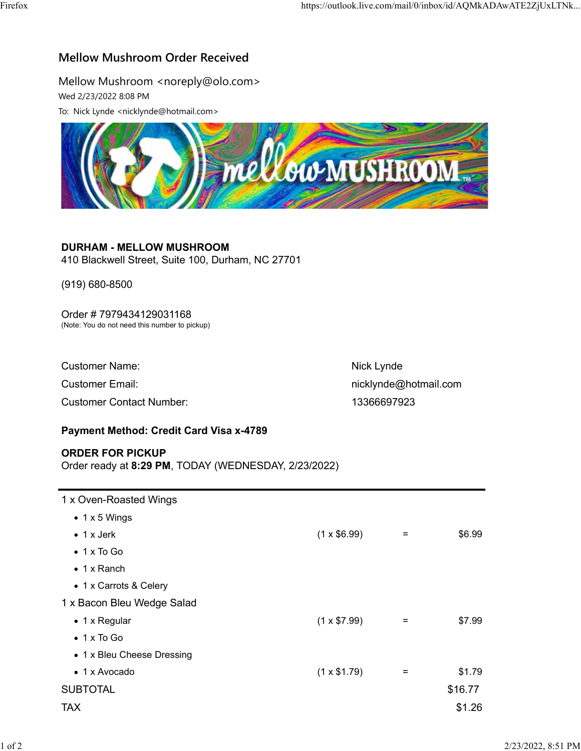# Mellow Mushroom Order Received

Mellow Mushroom <noreply@olo.com>
Wed 2/23/2022 8:08 PM
To: Nick Lynde <nicklynde@hotmail.com>

**DURHAM - MELLOW MUSHROOM**
410 Blackwell Street, Suite 100, Durham, NC 27701

(919) 680-8500

Order # 7979434129031168
(Note: You do not need this number to pickup)

| | |
|---|---|
| Customer Name: | Nick Lynde |
| Customer Email: | nicklynde@hotmail.com |
| Customer Contact Number: | 13366697923 |

**Payment Method: Credit Card Visa x-4789**

**ORDER FOR PICKUP**
Order ready at **8:29 PM**, TODAY (WEDNESDAY, 2/23/2022)

| Item | | | |
|---|---|---|---|
| 1 x Oven-Roasted Wings | | | |
| • 1 x 5 Wings | | | |
| • 1 x Jerk | (1 x $6.99) | = | $6.99 |
| • 1 x To Go | | | |
| • 1 x Ranch | | | |
| • 1 x Carrots & Celery | | | |
| 1 x Bacon Bleu Wedge Salad | | | |
| • 1 x Regular | (1 x $7.99) | = | $7.99 |
| • 1 x To Go | | | |
| • 1 x Bleu Cheese Dressing | | | |
| • 1 x Avocado | (1 x $1.79) | = | $1.79 |
| SUBTOTAL | | | $16.77 |
| TAX | | | $1.26 |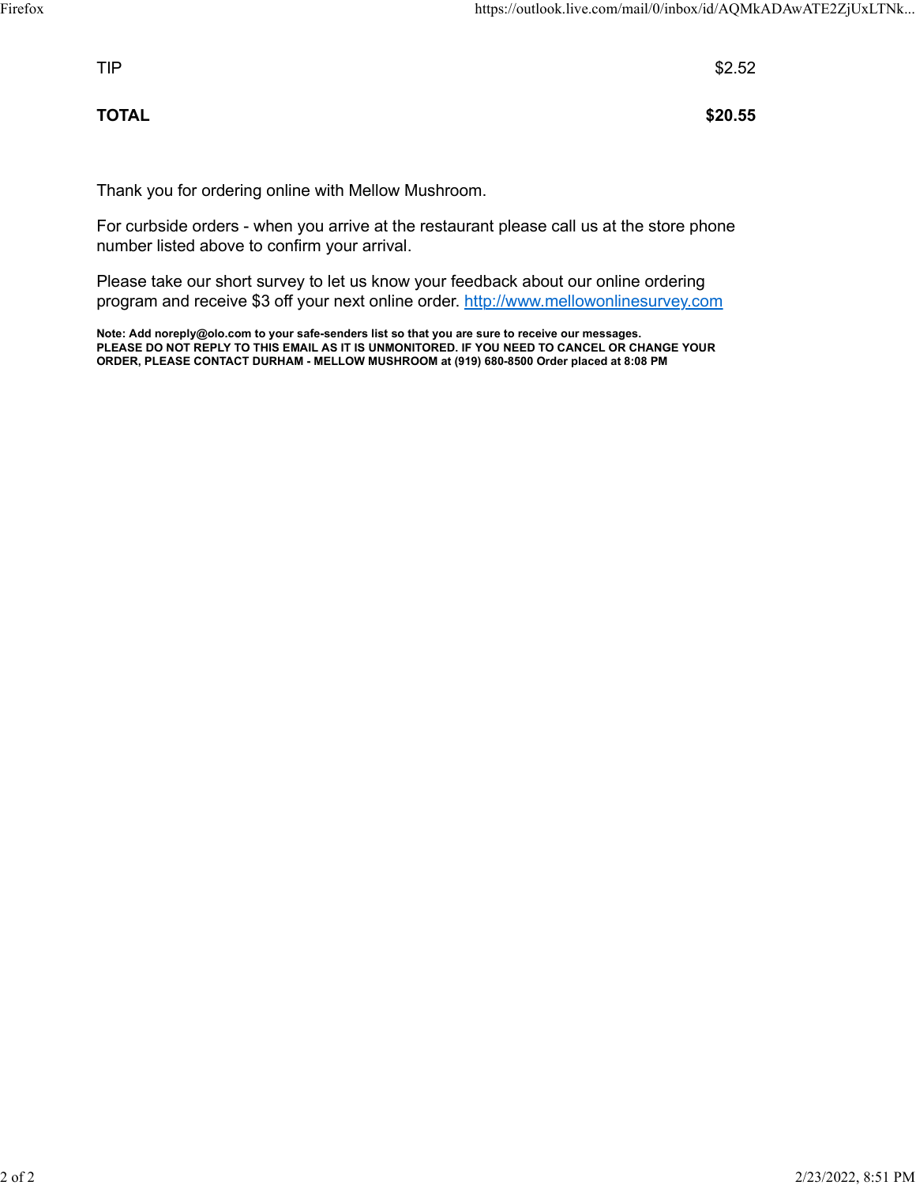| | |
|---|---|
| TIP | $2.52 |
| **TOTAL** | **$20.55** |

Thank you for ordering online with Mellow Mushroom.

For curbside orders - when you arrive at the restaurant please call us at the store phone number listed above to confirm your arrival.

Please take our short survey to let us know your feedback about our online ordering program and receive $3 off your next online order. [http://www.mellowonlinesurvey.com](http://www.mellowonlinesurvey.com)

**Note: Add noreply@olo.com to your safe-senders list so that you are sure to receive our messages.**
**PLEASE DO NOT REPLY TO THIS EMAIL AS IT IS UNMONITORED. IF YOU NEED TO CANCEL OR CHANGE YOUR ORDER, PLEASE CONTACT DURHAM - MELLOW MUSHROOM at (919) 680-8500 Order placed at 8:08 PM**